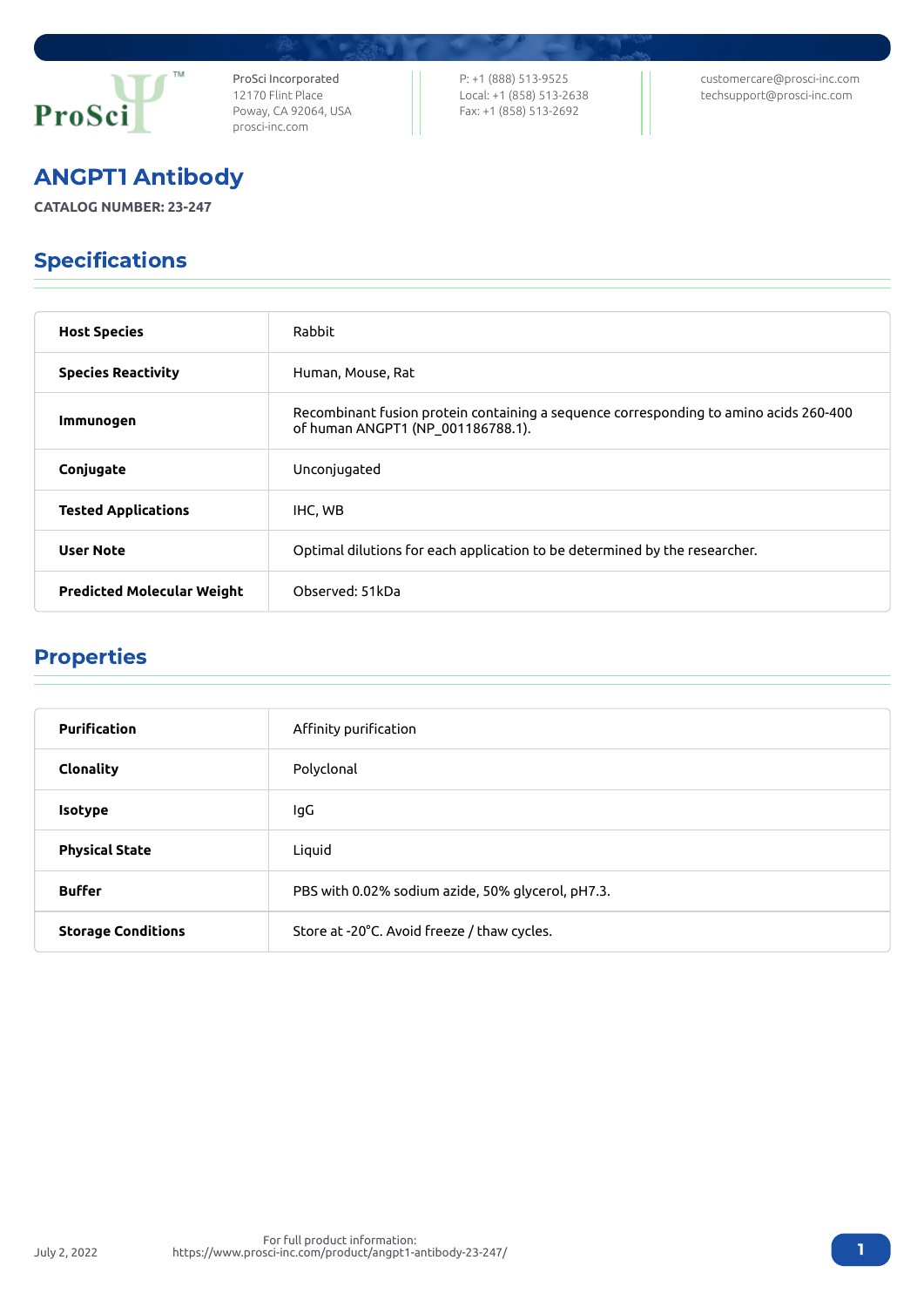ProSci Incorporated
12170 Flint Place
Poway, CA 92064, USA
prosci-inc.com

P: +1 (888) 513-9525
Local: +1 (858) 513-2638
Fax: +1 (858) 513-2692

customercare@prosci-inc.com
techsupport@prosci-inc.com

# ANGPT1 Antibody

**CATALOG NUMBER: 23-247**

## Specifications

| | |
|---|---|
| **Host Species** | Rabbit |
| **Species Reactivity** | Human, Mouse, Rat |
| **Immunogen** | Recombinant fusion protein containing a sequence corresponding to amino acids 260-400 of human ANGPT1 (NP_001186788.1). |
| **Conjugate** | Unconjugated |
| **Tested Applications** | IHC, WB |
| **User Note** | Optimal dilutions for each application to be determined by the researcher. |
| **Predicted Molecular Weight** | Observed: 51kDa |

## Properties

| | |
|---|---|
| **Purification** | Affinity purification |
| **Clonality** | Polyclonal |
| **Isotype** | IgG |
| **Physical State** | Liquid |
| **Buffer** | PBS with 0.02% sodium azide, 50% glycerol, pH7.3. |
| **Storage Conditions** | Store at -20°C. Avoid freeze / thaw cycles. |

July 2, 2022

For full product information:
https://www.prosci-inc.com/product/angpt1-antibody-23-247/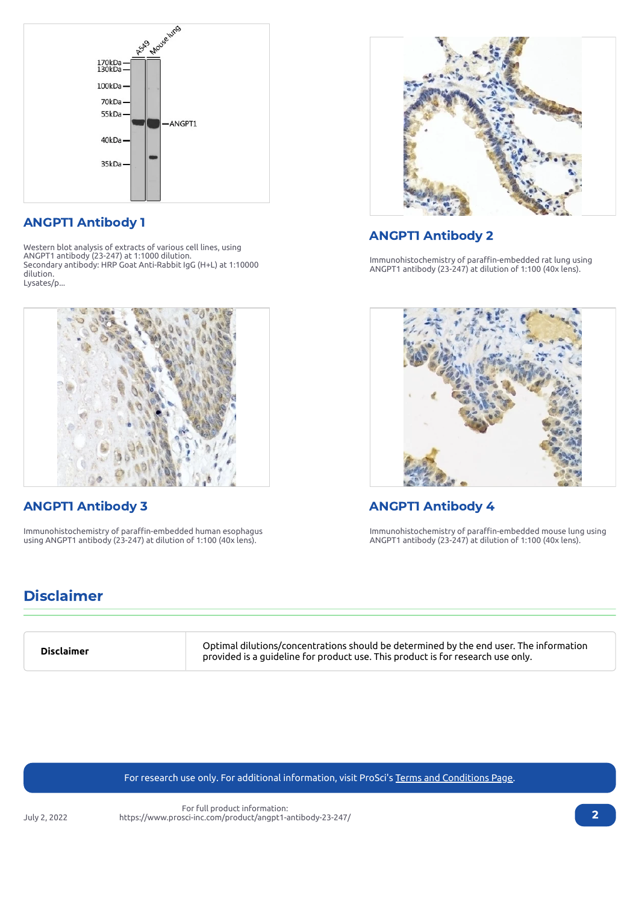170kDa
130kDa
100kDa
70kDa
55kDa
40kDa
35kDa
A549
Mouse lung
ANGPT1

## ANGPT1 Antibody 1

Western blot analysis of extracts of various cell lines, using ANGPT1 antibody (23-247) at 1:1000 dilution.
Secondary antibody: HRP Goat Anti-Rabbit IgG (H+L) at 1:10000 dilution.
Lysates/p...

## ANGPT1 Antibody 2

Immunohistochemistry of paraffin-embedded rat lung using ANGPT1 antibody (23-247) at dilution of 1:100 (40x lens).

## ANGPT1 Antibody 3

Immunohistochemistry of paraffin-embedded human esophagus using ANGPT1 antibody (23-247) at dilution of 1:100 (40x lens).

## ANGPT1 Antibody 4

Immunohistochemistry of paraffin-embedded mouse lung using ANGPT1 antibody (23-247) at dilution of 1:100 (40x lens).

# Disclaimer

| | |
|---|---|
| **Disclaimer** | Optimal dilutions/concentrations should be determined by the end user. The information provided is a guideline for product use. This product is for research use only. |

For research use only. For additional information, visit ProSci's Terms and Conditions Page.

July 2, 2022

For full product information:
https://www.prosci-inc.com/product/angpt1-antibody-23-247/